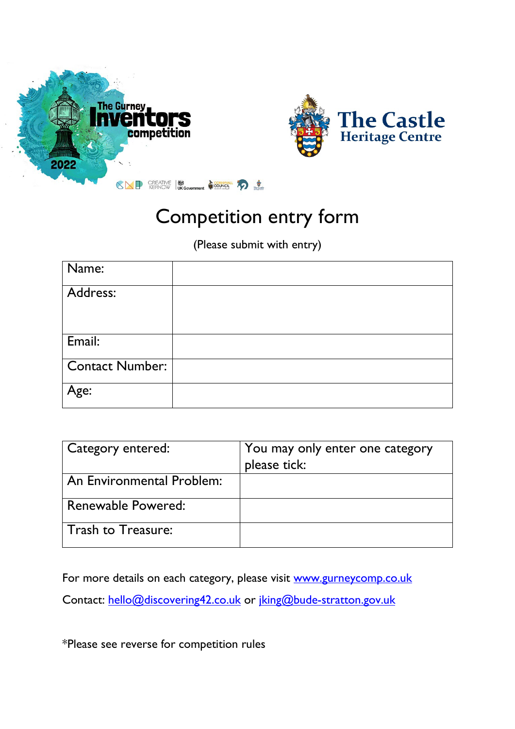The Gurney Inventors competition 2022

The Castle Heritage Centre

# Competition entry form

(Please submit with entry)

| Name: | |
|---|---|
| Address: | |
| Email: | |
| Contact Number: | |
| Age: | |

| Category entered: | You may only enter one category please tick: |
|---|---|
| An Environmental Problem: | |
| Renewable Powered: | |
| Trash to Treasure: | |

For more details on each category, please visit [www.gurneycomp.co.uk](www.gurneycomp.co.uk)

Contact: [hello@discovering42.co.uk](mailto:hello@discovering42.co.uk) or [jking@bude-stratton.gov.uk](mailto:jking@bude-stratton.gov.uk)

*Please see reverse for competition rules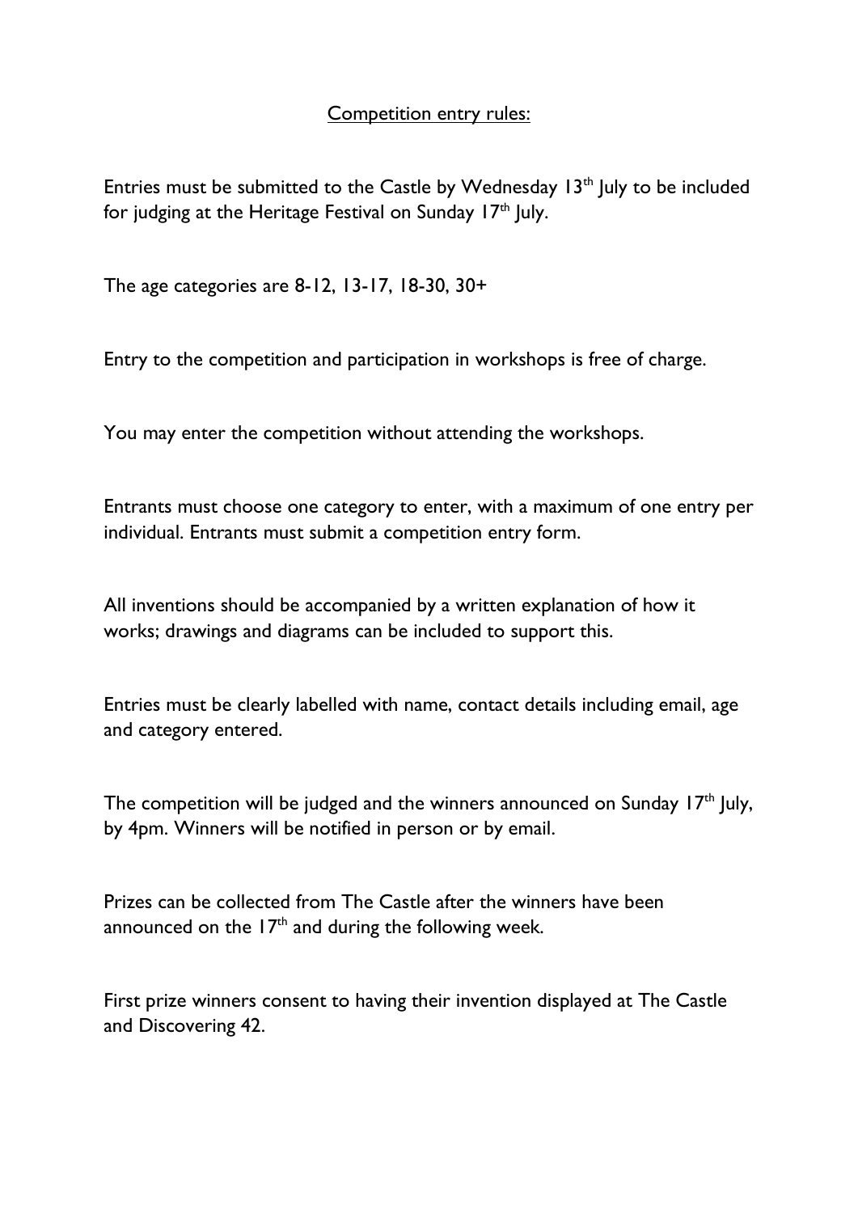## Competition entry rules:

Entries must be submitted to the Castle by Wednesday 13th July to be included for judging at the Heritage Festival on Sunday 17th July.

The age categories are 8-12, 13-17, 18-30, 30+

Entry to the competition and participation in workshops is free of charge.

You may enter the competition without attending the workshops.

Entrants must choose one category to enter, with a maximum of one entry per individual. Entrants must submit a competition entry form.

All inventions should be accompanied by a written explanation of how it works; drawings and diagrams can be included to support this.

Entries must be clearly labelled with name, contact details including email, age and category entered.

The competition will be judged and the winners announced on Sunday 17th July, by 4pm. Winners will be notified in person or by email.

Prizes can be collected from The Castle after the winners have been announced on the 17th and during the following week.

First prize winners consent to having their invention displayed at The Castle and Discovering 42.